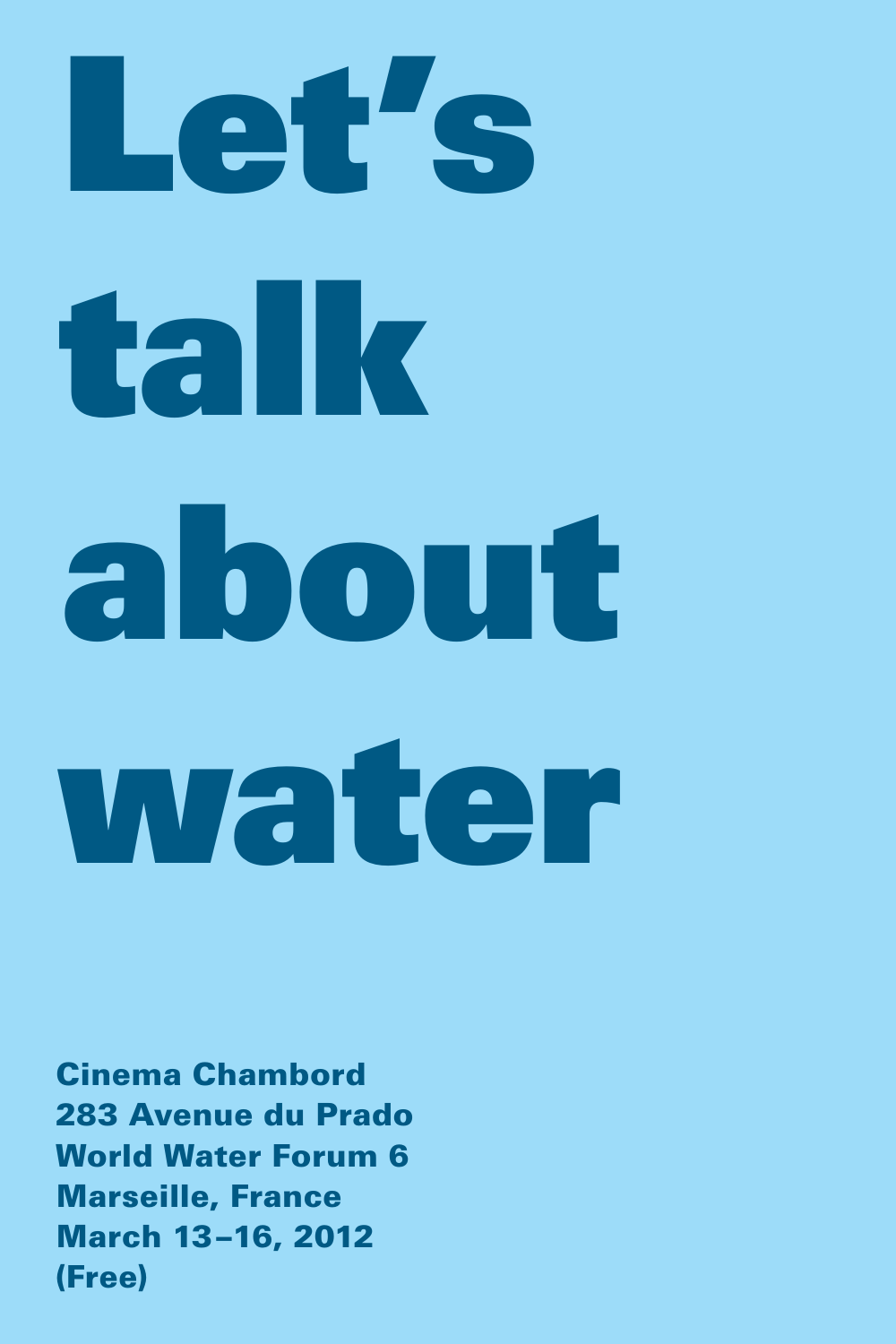# Let's talk about water

**Cinema Chambord**
**283 Avenue du Prado**
**World Water Forum 6**
**Marseille, France**
**March 13–16, 2012**
**(Free)**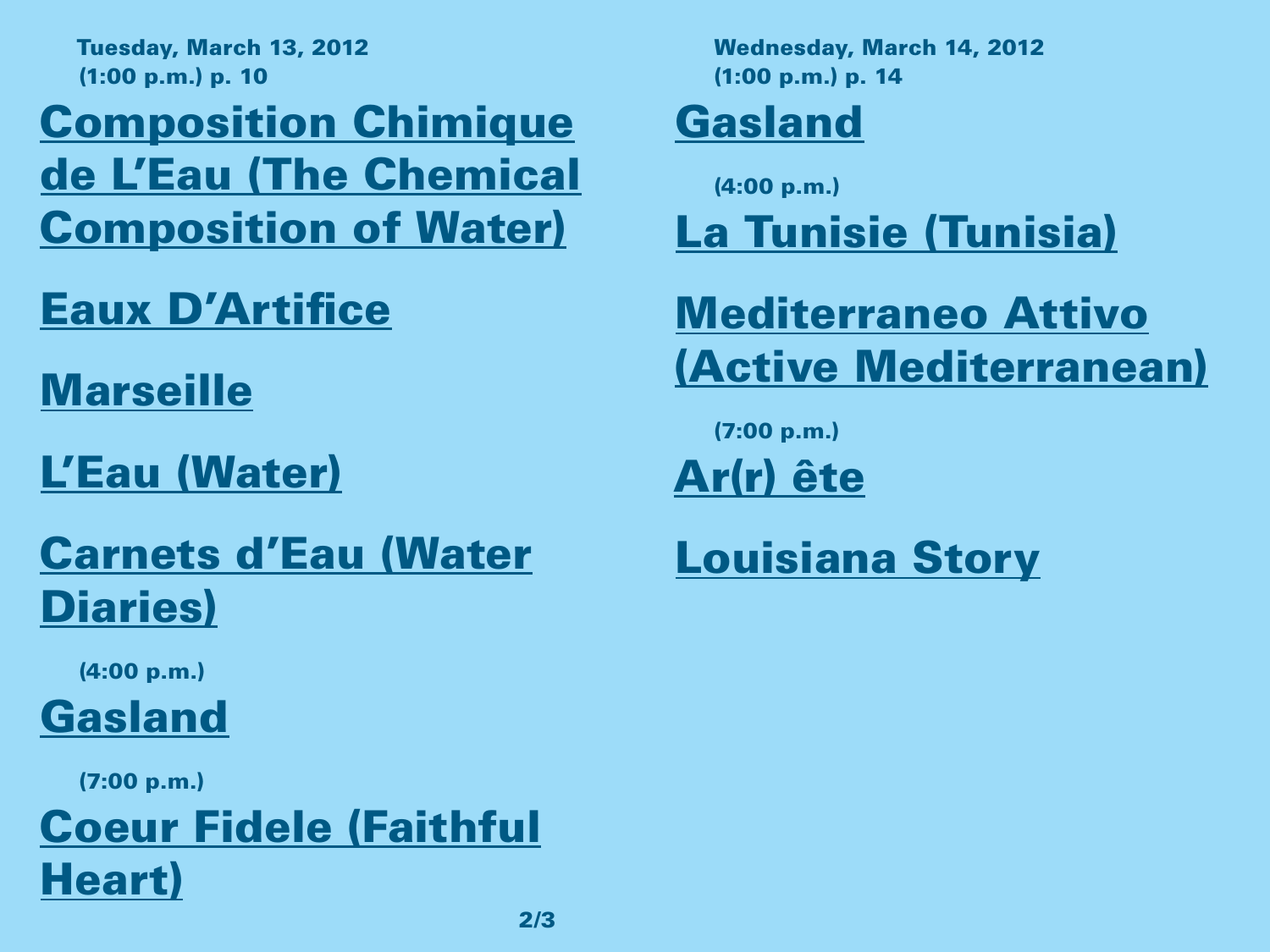**Tuesday, March 13, 2012**
**(1:00 p.m.) p. 10**

## Composition Chimique de L'Eau (The Chemical Composition of Water)

## Eaux D'Artifice

## Marseille

## L'Eau (Water)

## Carnets d'Eau (Water Diaries)

**(4:00 p.m.)**

## Gasland

**(7:00 p.m.)**

## Coeur Fidele (Faithful Heart)

**Wednesday, March 14, 2012**
**(1:00 p.m.) p. 14**

## Gasland

**(4:00 p.m.)**

## La Tunisie (Tunisia)

## Mediterraneo Attivo (Active Mediterranean)

**(7:00 p.m.)**

## Ar(r) ête

## Louisiana Story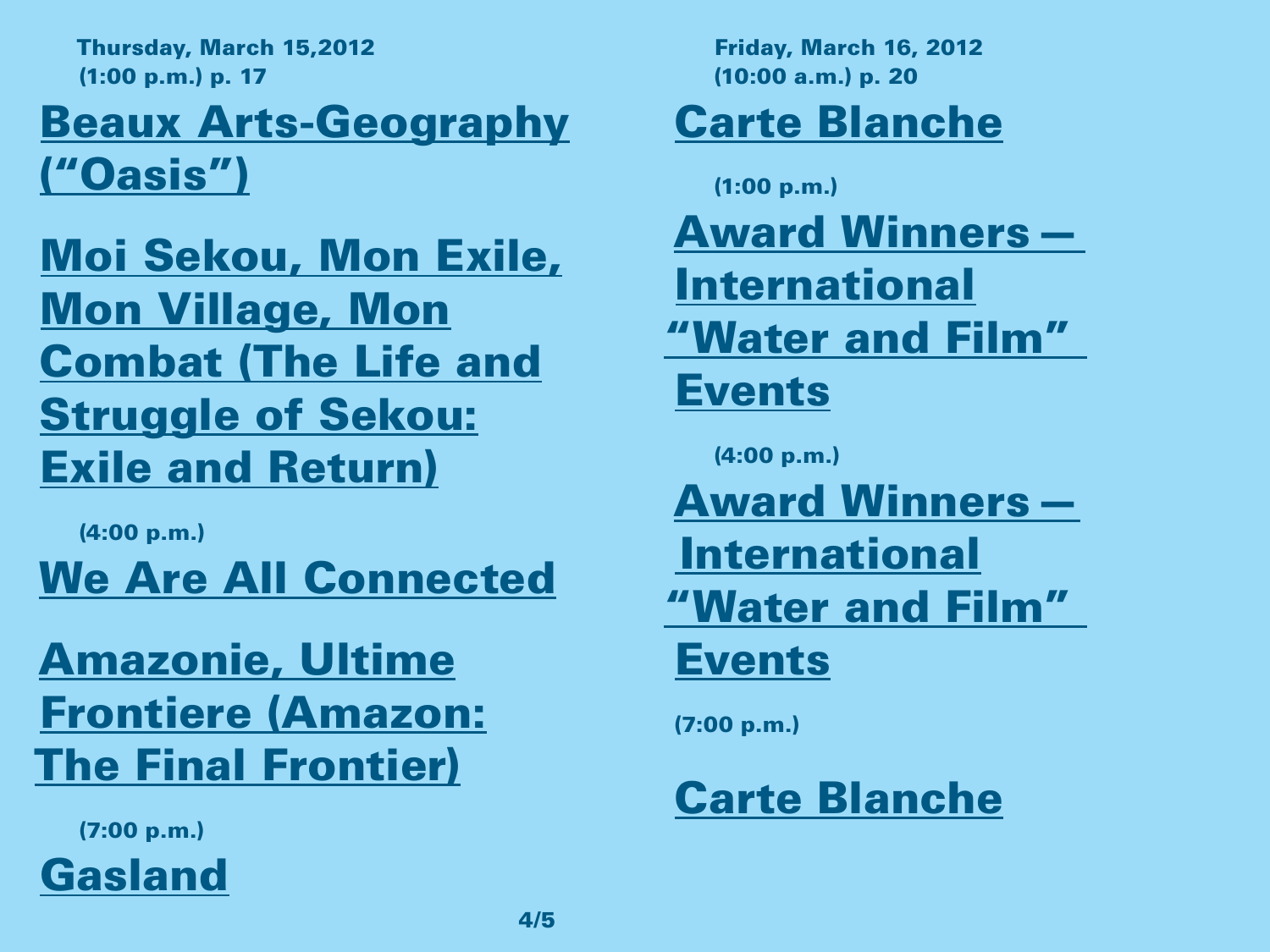Thursday, March 15,2012
(1:00 p.m.) p. 17

## Beaux Arts-Geography ("Oasis")

## Moi Sekou, Mon Exile, Mon Village, Mon Combat (The Life and Struggle of Sekou: Exile and Return)

(4:00 p.m.)

## We Are All Connected

## Amazonie, Ultime Frontiere (Amazon: The Final Frontier)

(7:00 p.m.)

## Gasland

Friday, March 16, 2012
(10:00 a.m.) p. 20

## Carte Blanche

(1:00 p.m.)

## Award Winners — International "Water and Film" Events

(4:00 p.m.)

## Award Winners — International "Water and Film" Events

(7:00 p.m.)

## Carte Blanche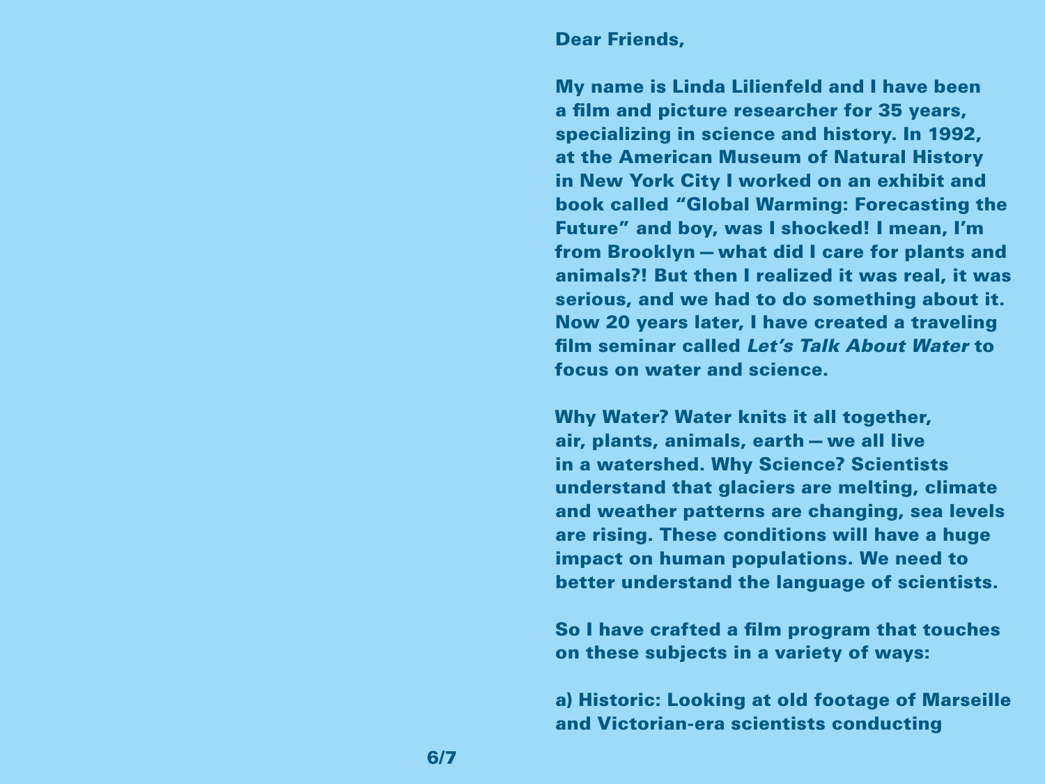Dear Friends,

My name is Linda Lilienfeld and I have been a film and picture researcher for 35 years, specializing in science and history. In 1992, at the American Museum of Natural History in New York City I worked on an exhibit and book called “Global Warming: Forecasting the Future” and boy, was I shocked! I mean, I’m from Brooklyn — what did I care for plants and animals?! But then I realized it was real, it was serious, and we had to do something about it. Now 20 years later, I have created a traveling film seminar called *Let’s Talk About Water* to focus on water and science.

Why Water? Water knits it all together, air, plants, animals, earth — we all live in a watershed. Why Science? Scientists understand that glaciers are melting, climate and weather patterns are changing, sea levels are rising. These conditions will have a huge impact on human populations. We need to better understand the language of scientists.

So I have crafted a film program that touches on these subjects in a variety of ways:

a) Historic: Looking at old footage of Marseille and Victorian-era scientists conducting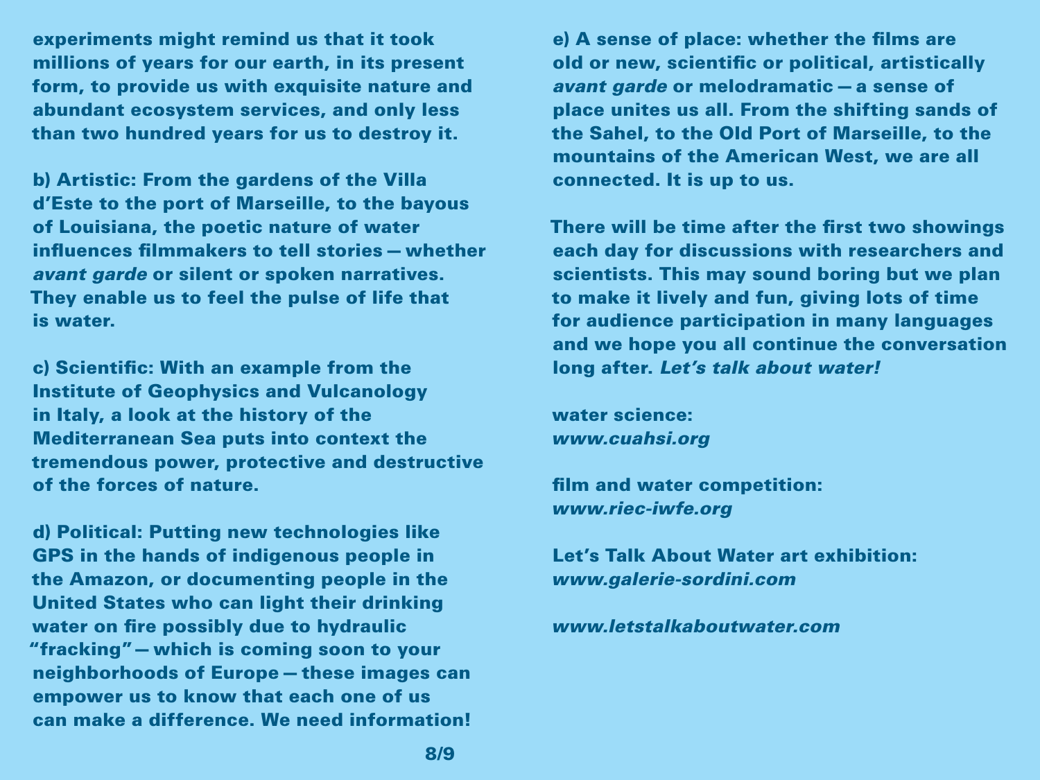experiments might remind us that it took millions of years for our earth, in its present form, to provide us with exquisite nature and abundant ecosystem services, and only less than two hundred years for us to destroy it.

b) Artistic: From the gardens of the Villa d'Este to the port of Marseille, to the bayous of Louisiana, the poetic nature of water influences filmmakers to tell stories — whether *avant garde* or silent or spoken narratives. They enable us to feel the pulse of life that is water.

c) Scientific: With an example from the Institute of Geophysics and Vulcanology in Italy, a look at the history of the Mediterranean Sea puts into context the tremendous power, protective and destructive of the forces of nature.

d) Political: Putting new technologies like GPS in the hands of indigenous people in the Amazon, or documenting people in the United States who can light their drinking water on fire possibly due to hydraulic "fracking" — which is coming soon to your neighborhoods of Europe — these images can empower us to know that each one of us can make a difference. We need information!

e) A sense of place: whether the films are old or new, scientific or political, artistically *avant garde* or melodramatic — a sense of place unites us all. From the shifting sands of the Sahel, to the Old Port of Marseille, to the mountains of the American West, we are all connected. It is up to us.

There will be time after the first two showings each day for discussions with researchers and scientists. This may sound boring but we plan to make it lively and fun, giving lots of time for audience participation in many languages and we hope you all continue the conversation long after. *Let's talk about water!*

water science:
*www.cuahsi.org*

film and water competition:
*www.riec-iwfe.org*

Let's Talk About Water art exhibition:
*www.galerie-sordini.com*

*www.letstalkaboutwater.com*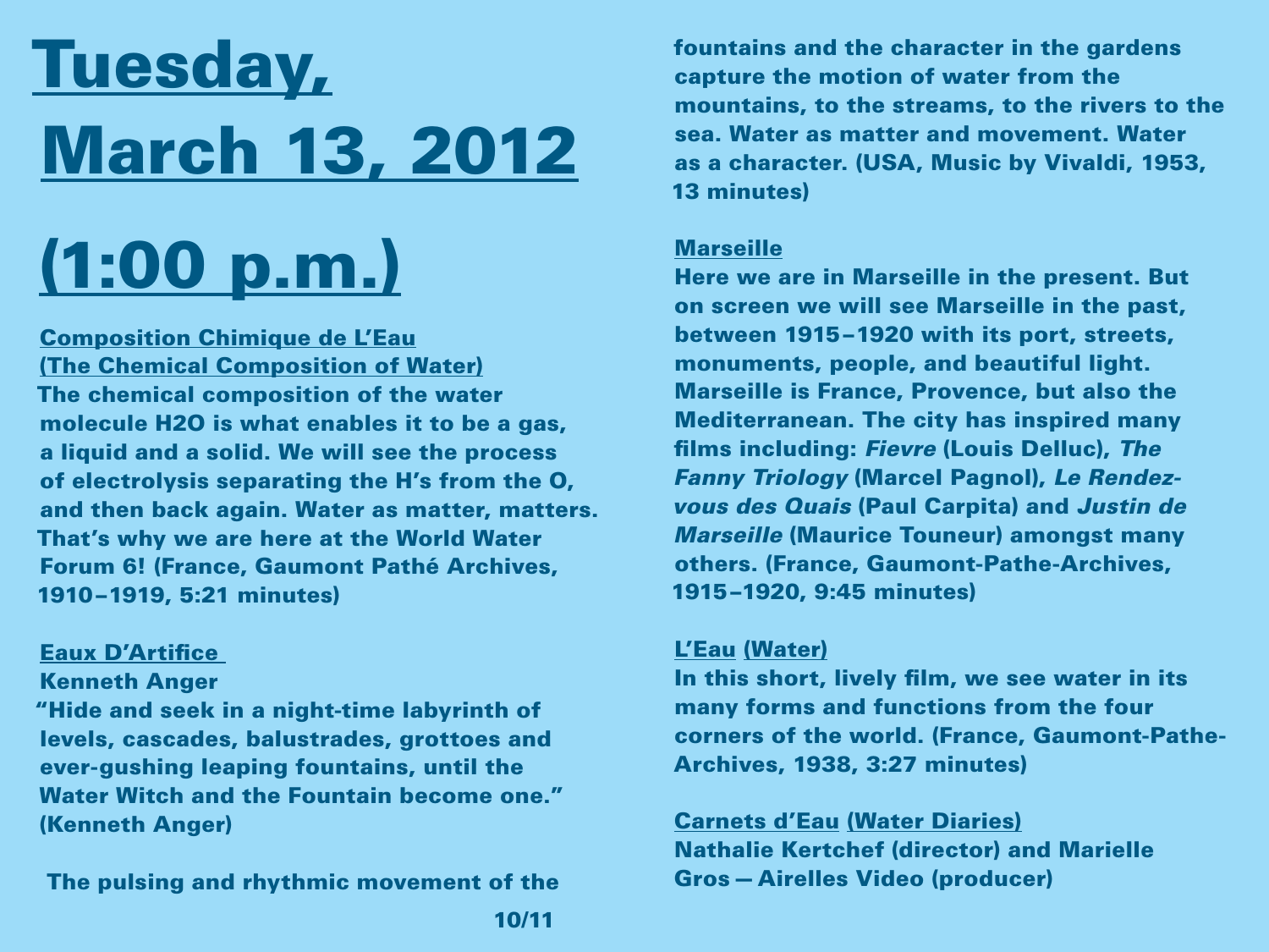# Tuesday, March 13, 2012 (1:00 p.m.)

**Composition Chimique de L'Eau (The Chemical Composition of Water)**

The chemical composition of the water molecule H2O is what enables it to be a gas, a liquid and a solid. We will see the process of electrolysis separating the H's from the O, and then back again. Water as matter, matters. That's why we are here at the World Water Forum 6! (France, Gaumont Pathé Archives, 1910–1919, 5:21 minutes)

**Eaux D'Artifice**

Kenneth Anger

"Hide and seek in a night-time labyrinth of levels, cascades, balustrades, grottoes and ever-gushing leaping fountains, until the Water Witch and the Fountain become one." (Kenneth Anger)

The pulsing and rhythmic movement of the fountains and the character in the gardens capture the motion of water from the mountains, to the streams, to the rivers to the sea. Water as matter and movement. Water as a character. (USA, Music by Vivaldi, 1953, 13 minutes)

**Marseille**

Here we are in Marseille in the present. But on screen we will see Marseille in the past, between 1915–1920 with its port, streets, monuments, people, and beautiful light. Marseille is France, Provence, but also the Mediterranean. The city has inspired many films including: *Fievre* (Louis Delluc), *The Fanny Triology* (Marcel Pagnol), *Le Rendez-vous des Quais* (Paul Carpita) and *Justin de Marseille* (Maurice Touneur) amongst many others. (France, Gaumont-Pathe-Archives, 1915–1920, 9:45 minutes)

**L'Eau (Water)**

In this short, lively film, we see water in its many forms and functions from the four corners of the world. (France, Gaumont-Pathe-Archives, 1938, 3:27 minutes)

**Carnets d'Eau (Water Diaries)**

Nathalie Kertchef (director) and Marielle Gros — Airelles Video (producer)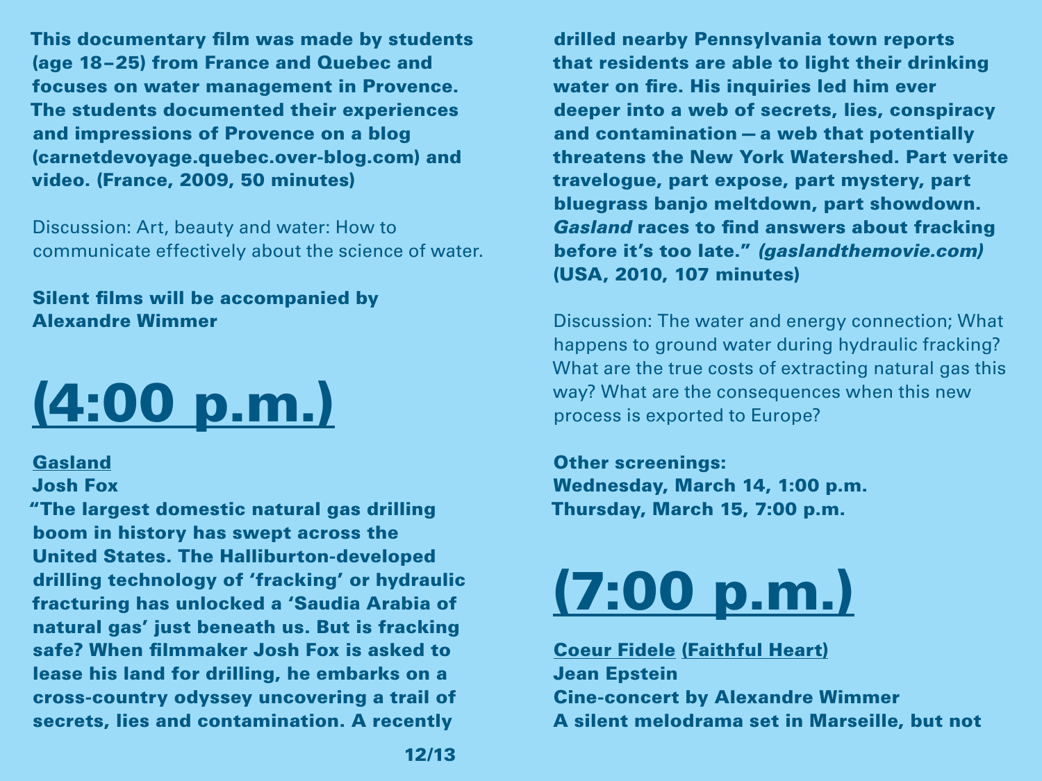**This documentary film was made by students (age 18–25) from France and Quebec and focuses on water management in Provence. The students documented their experiences and impressions of Provence on a blog (carnetdevoyage.quebec.over-blog.com) and video. (France, 2009, 50 minutes)**

Discussion: Art, beauty and water: How to communicate effectively about the science of water.

**Silent films will be accompanied by Alexandre Wimmer**

# (4:00 p.m.)

**Gasland**
**Josh Fox**
**"The largest domestic natural gas drilling boom in history has swept across the United States. The Halliburton-developed drilling technology of 'fracking' or hydraulic fracturing has unlocked a 'Saudia Arabia of natural gas' just beneath us. But is fracking safe? When filmmaker Josh Fox is asked to lease his land for drilling, he embarks on a cross-country odyssey uncovering a trail of secrets, lies and contamination. A recently drilled nearby Pennsylvania town reports that residents are able to light their drinking water on fire. His inquiries led him ever deeper into a web of secrets, lies, conspiracy and contamination — a web that potentially threatens the New York Watershed. Part verite travelogue, part expose, part mystery, part bluegrass banjo meltdown, part showdown. *Gasland* races to find answers about fracking before it's too late."** ***(gaslandthemovie.com)*** **(USA, 2010, 107 minutes)**

Discussion: The water and energy connection; What happens to ground water during hydraulic fracking? What are the true costs of extracting natural gas this way? What are the consequences when this new process is exported to Europe?

**Other screenings:**
**Wednesday, March 14, 1:00 p.m.**
**Thursday, March 15, 7:00 p.m.**

# (7:00 p.m.)

**Coeur Fidele (Faithful Heart)**
**Jean Epstein**
**Cine-concert by Alexandre Wimmer**
**A silent melodrama set in Marseille, but not**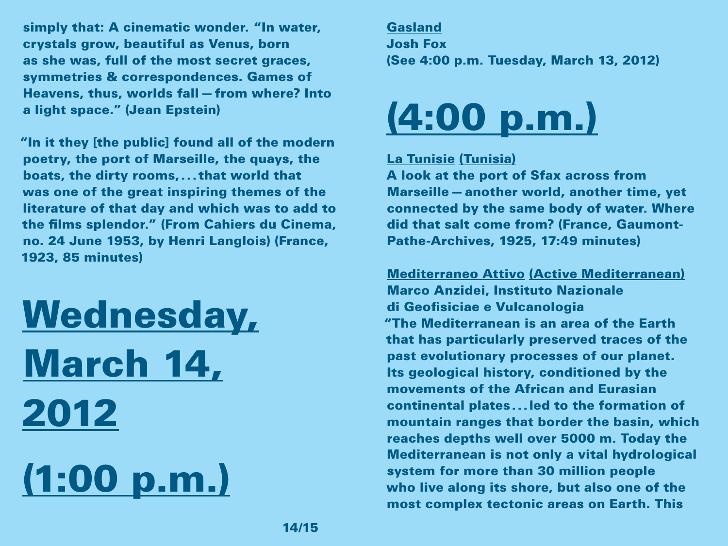simply that: A cinematic wonder. "In water, crystals grow, beautiful as Venus, born as she was, full of the most secret graces, symmetries & correspondences. Games of Heavens, thus, worlds fall — from where? Into a light space." (Jean Epstein)

"In it they [the public] found all of the modern poetry, the port of Marseille, the quays, the boats, the dirty rooms, . . . that world that was one of the great inspiring themes of the literature of that day and which was to add to the films splendor." (From Cahiers du Cinema, no. 24 June 1953, by Henri Langlois) (France, 1923, 85 minutes)

# Wednesday, March 14, 2012

# (1:00 p.m.)

**Gasland**
**Josh Fox**
**(See 4:00 p.m. Tuesday, March 13, 2012)**

# (4:00 p.m.)

**La Tunisie (Tunisia)**
A look at the port of Sfax across from Marseille — another world, another time, yet connected by the same body of water. Where did that salt come from? (France, Gaumont-Pathe-Archives, 1925, 17:49 minutes)

**Mediterraneo Attivo (Active Mediterranean)**
**Marco Anzidei, Instituto Nazionale di Geofisiciae e Vulcanologia**
"The Mediterranean is an area of the Earth that has particularly preserved traces of the past evolutionary processes of our planet. Its geological history, conditioned by the movements of the African and Eurasian continental plates . . . led to the formation of mountain ranges that border the basin, which reaches depths well over 5000 m. Today the Mediterranean is not only a vital hydrological system for more than 30 million people who live along its shore, but also one of the most complex tectonic areas on Earth. This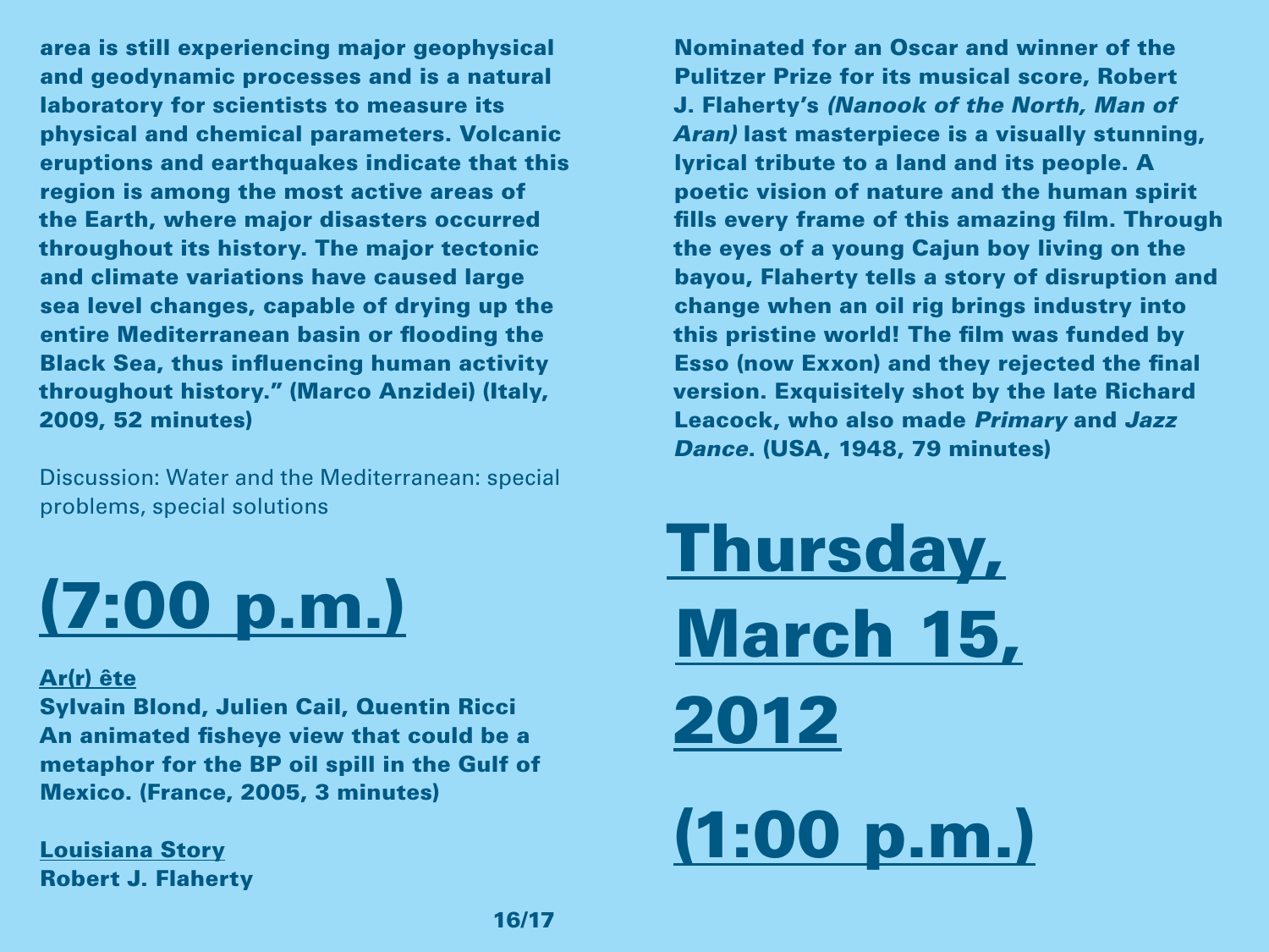**area is still experiencing major geophysical and geodynamic processes and is a natural laboratory for scientists to measure its physical and chemical parameters. Volcanic eruptions and earthquakes indicate that this region is among the most active areas of the Earth, where major disasters occurred throughout its history. The major tectonic and climate variations have caused large sea level changes, capable of drying up the entire Mediterranean basin or flooding the Black Sea, thus influencing human activity throughout history." (Marco Anzidei) (Italy, 2009, 52 minutes)**

Discussion: Water and the Mediterranean: special problems, special solutions

# (7:00 p.m.)

**Ar(r) ête**
**Sylvain Blond, Julien Cail, Quentin Ricci**
**An animated fisheye view that could be a metaphor for the BP oil spill in the Gulf of Mexico. (France, 2005, 3 minutes)**

**Louisiana Story**
**Robert J. Flaherty**
**Nominated for an Oscar and winner of the Pulitzer Prize for its musical score, Robert J. Flaherty's *(Nanook of the North, Man of Aran)* last masterpiece is a visually stunning, lyrical tribute to a land and its people. A poetic vision of nature and the human spirit fills every frame of this amazing film. Through the eyes of a young Cajun boy living on the bayou, Flaherty tells a story of disruption and change when an oil rig brings industry into this pristine world! The film was funded by Esso (now Exxon) and they rejected the final version. Exquisitely shot by the late Richard Leacock, who also made *Primary* and *Jazz Dance*. (USA, 1948, 79 minutes)**

# Thursday, March 15, 2012

# (1:00 p.m.)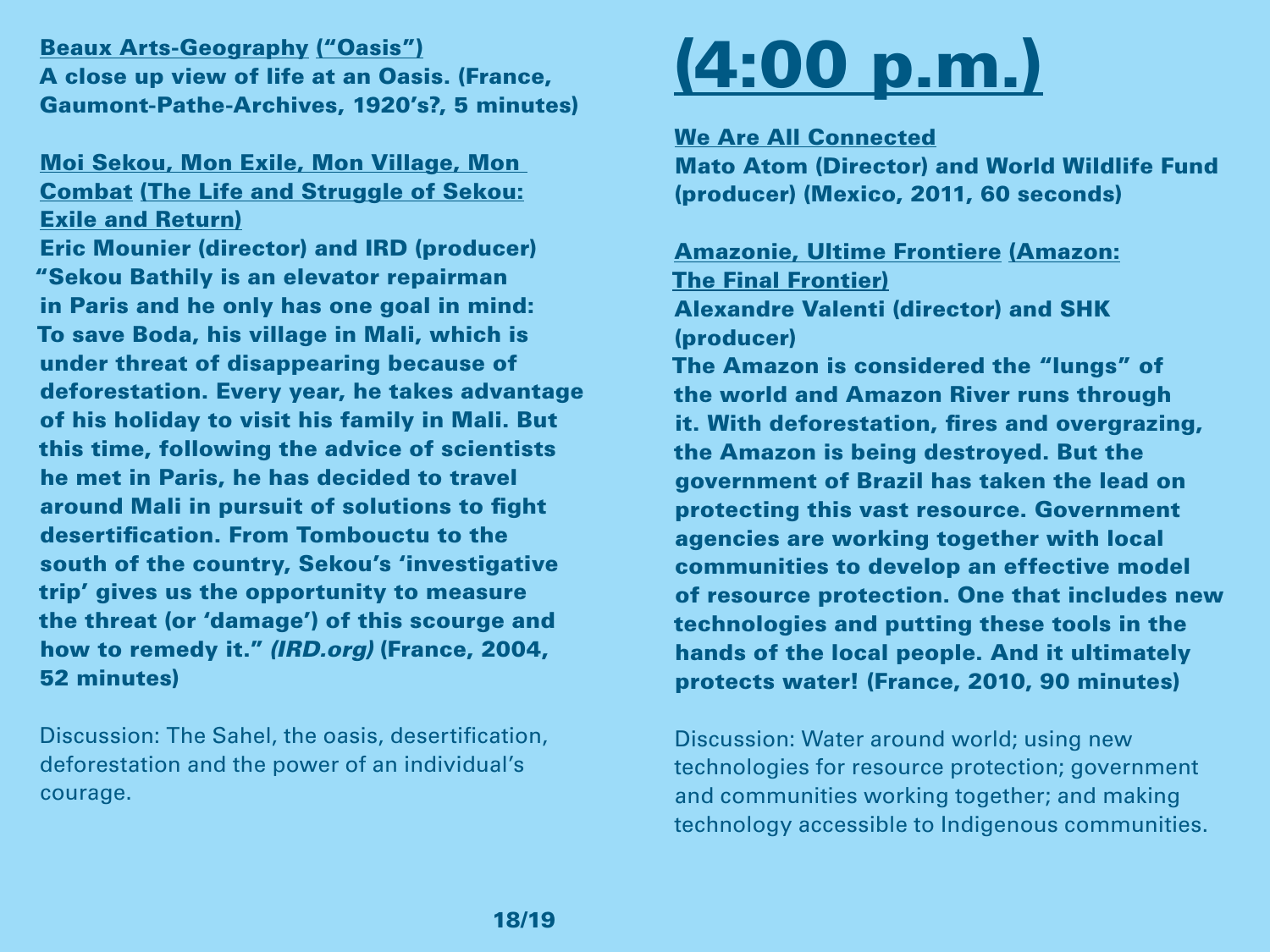**Beaux Arts-Geography ("Oasis")**
**A close up view of life at an Oasis. (France, Gaumont-Pathe-Archives, 1920's?, 5 minutes)**

**Moi Sekou, Mon Exile, Mon Village, Mon Combat (The Life and Struggle of Sekou: Exile and Return)**
**Eric Mounier (director) and IRD (producer) "Sekou Bathily is an elevator repairman in Paris and he only has one goal in mind: To save Boda, his village in Mali, which is under threat of disappearing because of deforestation. Every year, he takes advantage of his holiday to visit his family in Mali. But this time, following the advice of scientists he met in Paris, he has decided to travel around Mali in pursuit of solutions to fight desertification. From Tombouctu to the south of the country, Sekou's 'investigative trip' gives us the opportunity to measure the threat (or 'damage') of this scourge and how to remedy it." *(IRD.org)* (France, 2004, 52 minutes)**

Discussion: The Sahel, the oasis, desertification, deforestation and the power of an individual's courage.

# (4:00 p.m.)

**We Are All Connected**
**Mato Atom (Director) and World Wildlife Fund (producer) (Mexico, 2011, 60 seconds)**

**Amazonie, Ultime Frontiere (Amazon: The Final Frontier)**
**Alexandre Valenti (director) and SHK (producer)**
**The Amazon is considered the "lungs" of the world and Amazon River runs through it. With deforestation, fires and overgrazing, the Amazon is being destroyed. But the government of Brazil has taken the lead on protecting this vast resource. Government agencies are working together with local communities to develop an effective model of resource protection. One that includes new technologies and putting these tools in the hands of the local people. And it ultimately protects water! (France, 2010, 90 minutes)**

Discussion: Water around world; using new technologies for resource protection; government and communities working together; and making technology accessible to Indigenous communities.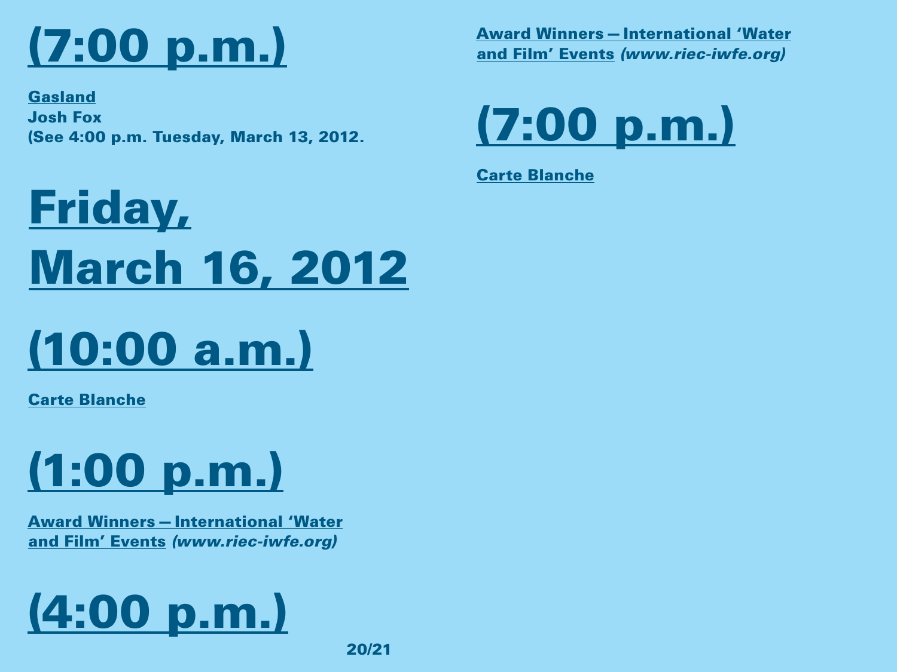## (7:00 p.m.)

**Gasland**
**Josh Fox**
**(See 4:00 p.m. Tuesday, March 13, 2012.**

# Friday, March 16, 2012

## (10:00 a.m.)

**Carte Blanche**

## (1:00 p.m.)

**Award Winners — International 'Water and Film' Events** ***(www.riec-iwfe.org)***

## (4:00 p.m.)

**Award Winners — International 'Water and Film' Events** ***(www.riec-iwfe.org)***

## (7:00 p.m.)

**Carte Blanche**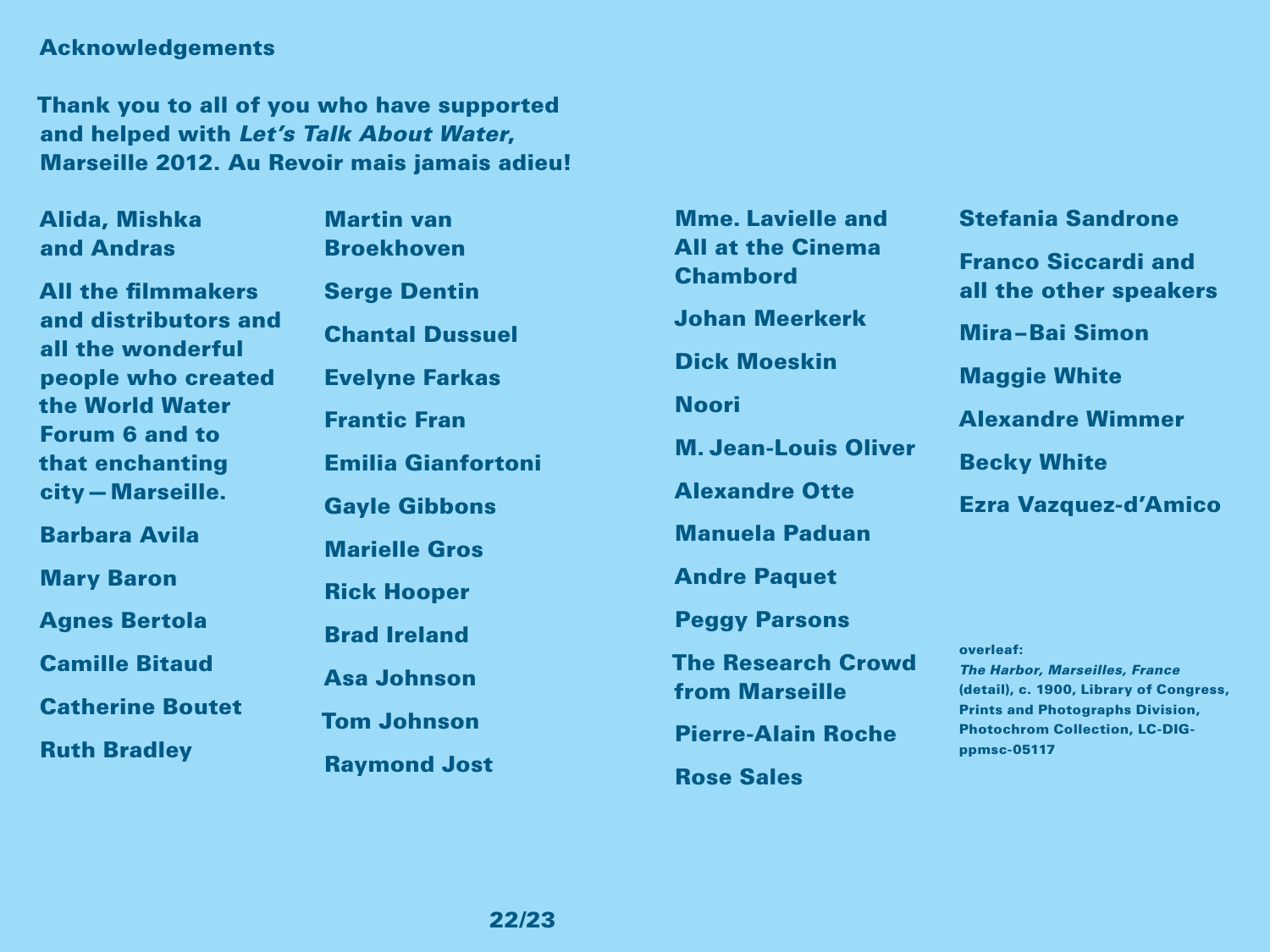# Acknowledgements

**Thank you to all of you who have supported and helped with *Let's Talk About Water*, Marseille 2012. Au Revoir mais jamais adieu!**

Alida, Mishka and Andras

All the filmmakers and distributors and all the wonderful people who created the World Water Forum 6 and to that enchanting city — Marseille.

Barbara Avila

Mary Baron

Agnes Bertola

Camille Bitaud

Catherine Boutet

Ruth Bradley

Martin van Broekhoven

Serge Dentin

Chantal Dussuel

Evelyne Farkas

Frantic Fran

Emilia Gianfortoni

Gayle Gibbons

Marielle Gros

Rick Hooper

Brad Ireland

Asa Johnson

Tom Johnson

Raymond Jost

Mme. Lavielle and All at the Cinema Chambord

Johan Meerkerk

Dick Moeskin

Noori

M. Jean-Louis Oliver

Alexandre Otte

Manuela Paduan

Andre Paquet

Peggy Parsons

The Research Crowd from Marseille

Pierre-Alain Roche

Rose Sales

Stefania Sandrone

Franco Siccardi and all the other speakers

Mira–Bai Simon

Maggie White

Alexandre Wimmer

Becky White

Ezra Vazquez-d'Amico

overleaf:
*The Harbor, Marseilles, France* (detail), c. 1900, Library of Congress, Prints and Photographs Division, Photochrom Collection, LC-DIG-ppmsc-05117